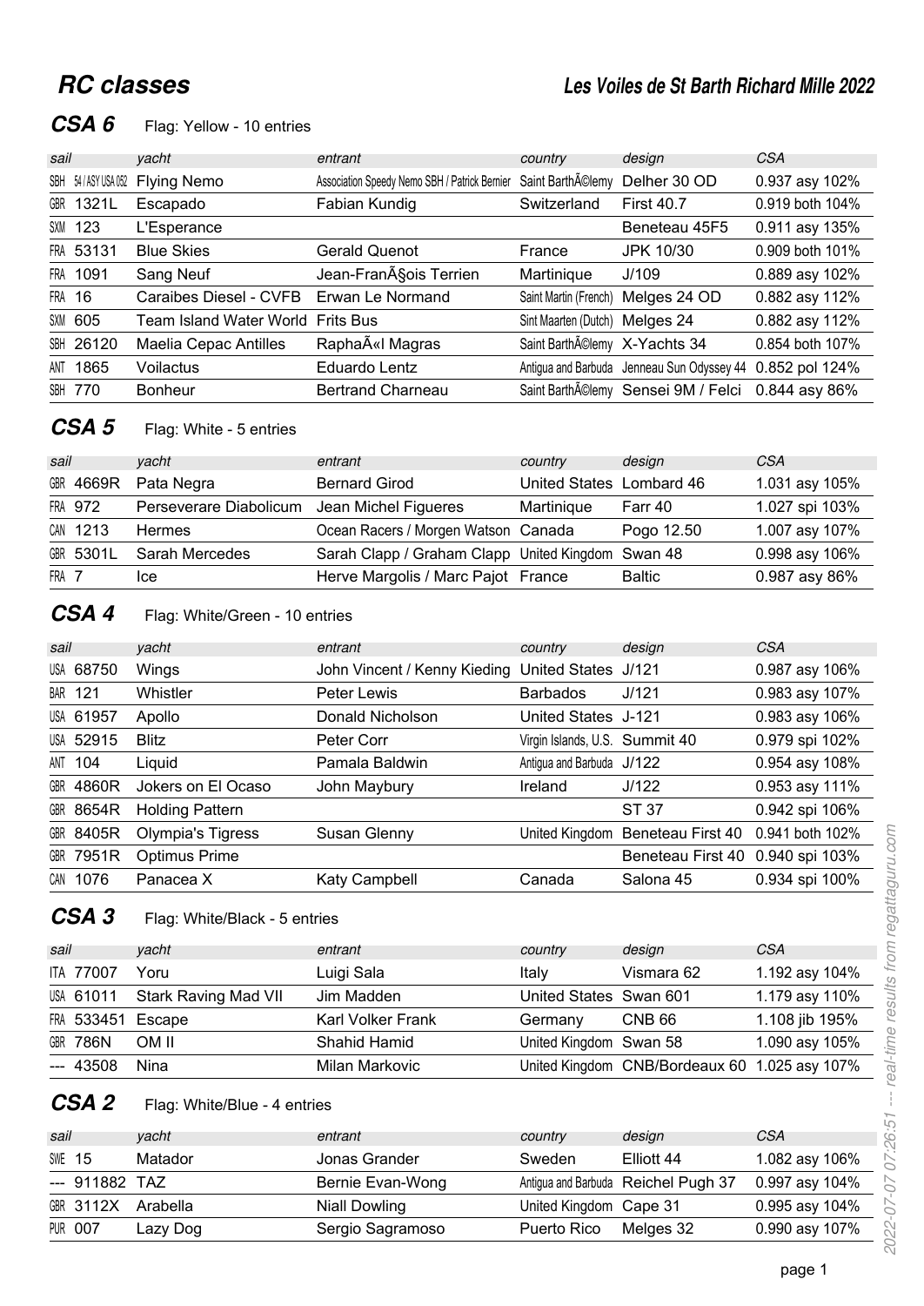# RC classes

## Les Voiles de St Barth Richard Mille 2022

### CSA 6

Flag: Yellow - 10 entries

| sail | yacht | entrant | country | design | CSA |
|---|---|---|---|---|---|
| SBH 54 / ASY USA 052 | Flying Nemo | Association Speedy Nemo SBH / Patrick Bernier | Saint BarthÃ©lemy | Delher 30 OD | 0.937 asy 102% |
| GBR 1321L | Escapado | Fabian Kundig | Switzerland | First 40.7 | 0.919 both 104% |
| SXM 123 | L'Esperance | | | Beneteau 45F5 | 0.911 asy 135% |
| FRA 53131 | Blue Skies | Gerald Quenot | France | JPK 10/30 | 0.909 both 101% |
| FRA 1091 | Sang Neuf | Jean-FranÃ§ois Terrien | Martinique | J/109 | 0.889 asy 102% |
| FRA 16 | Caraibes Diesel - CVFB | Erwan Le Normand | Saint Martin (French) | Melges 24 OD | 0.882 asy 112% |
| SXM 605 | Team Island Water World | Frits Bus | Sint Maarten (Dutch) | Melges 24 | 0.882 asy 112% |
| SBH 26120 | Maelia Cepac Antilles | RaphaÃ«l Magras | Saint BarthÃ©lemy | X-Yachts 34 | 0.854 both 107% |
| ANT 1865 | Voilactus | Eduardo Lentz | Antigua and Barbuda | Jenneau Sun Odyssey 44 | 0.852 pol 124% |
| SBH 770 | Bonheur | Bertrand Charneau | Saint BarthÃ©lemy | Sensei 9M / Felci | 0.844 asy 86% |

### CSA 5

Flag: White - 5 entries

| sail | yacht | entrant | country | design | CSA |
|---|---|---|---|---|---|
| GBR 4669R | Pata Negra | Bernard Girod | United States | Lombard 46 | 1.031 asy 105% |
| FRA 972 | Perseverare Diabolicum | Jean Michel Figueres | Martinique | Farr 40 | 1.027 spi 103% |
| CAN 1213 | Hermes | Ocean Racers / Morgen Watson | Canada | Pogo 12.50 | 1.007 asy 107% |
| GBR 5301L | Sarah Mercedes | Sarah Clapp / Graham Clapp | United Kingdom | Swan 48 | 0.998 asy 106% |
| FRA 7 | Ice | Herve Margolis / Marc Pajot | France | Baltic | 0.987 asy 86% |

### CSA 4

Flag: White/Green - 10 entries

| sail | yacht | entrant | country | design | CSA |
|---|---|---|---|---|---|
| USA 68750 | Wings | John Vincent / Kenny Kieding | United States | J/121 | 0.987 asy 106% |
| BAR 121 | Whistler | Peter Lewis | Barbados | J/121 | 0.983 asy 107% |
| USA 61957 | Apollo | Donald Nicholson | United States | J-121 | 0.983 asy 106% |
| USA 52915 | Blitz | Peter Corr | Virgin Islands, U.S. | Summit 40 | 0.979 spi 102% |
| ANT 104 | Liquid | Pamala Baldwin | Antigua and Barbuda | J/122 | 0.954 asy 108% |
| GBR 4860R | Jokers on El Ocaso | John Maybury | Ireland | J/122 | 0.953 asy 111% |
| GBR 8654R | Holding Pattern | | | ST 37 | 0.942 spi 106% |
| GBR 8405R | Olympia's Tigress | Susan Glenny | United Kingdom | Beneteau First 40 | 0.941 both 102% |
| GBR 7951R | Optimus Prime | | | Beneteau First 40 | 0.940 spi 103% |
| CAN 1076 | Panacea X | Katy Campbell | Canada | Salona 45 | 0.934 spi 100% |

### CSA 3

Flag: White/Black - 5 entries

| sail | yacht | entrant | country | design | CSA |
|---|---|---|---|---|---|
| ITA 77007 | Yoru | Luigi Sala | Italy | Vismara 62 | 1.192 asy 104% |
| USA 61011 | Stark Raving Mad VII | Jim Madden | United States | Swan 601 | 1.179 asy 110% |
| FRA 533451 | Escape | Karl Volker Frank | Germany | CNB 66 | 1.108 jib 195% |
| GBR 786N | OM II | Shahid Hamid | United Kingdom | Swan 58 | 1.090 asy 105% |
| --- 43508 | Nina | Milan Markovic | United Kingdom | CNB/Bordeaux 60 | 1.025 asy 107% |

### CSA 2

Flag: White/Blue - 4 entries

| sail | yacht | entrant | country | design | CSA |
|---|---|---|---|---|---|
| SWE 15 | Matador | Jonas Grander | Sweden | Elliott 44 | 1.082 asy 106% |
| --- 911882 | TAZ | Bernie Evan-Wong | Antigua and Barbuda | Reichel Pugh 37 | 0.997 asy 104% |
| GBR 3112X | Arabella | Niall Dowling | United Kingdom | Cape 31 | 0.995 asy 104% |
| PUR 007 | Lazy Dog | Sergio Sagramoso | Puerto Rico | Melges 32 | 0.990 asy 107% |

2022-07-07 07:26:51 --- real-time results from regattaguru.com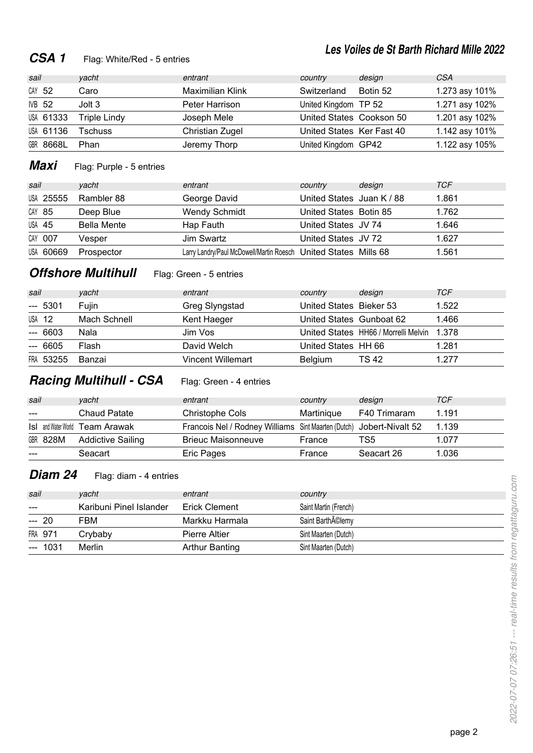## CSA 1

Flag: White/Red - 5 entries

| sail | yacht | entrant | country | design | CSA |
|---|---|---|---|---|---|
| CAY 52 | Caro | Maximilian Klink | Switzerland | Botin 52 | 1.273 asy 101% |
| IVB 52 | Jolt 3 | Peter Harrison | United Kingdom | TP 52 | 1.271 asy 102% |
| USA 61333 | Triple Lindy | Joseph Mele | United States | Cookson 50 | 1.201 asy 102% |
| USA 61136 | Tschuss | Christian Zugel | United States | Ker Fast 40 | 1.142 asy 101% |
| GBR 8668L | Phan | Jeremy Thorp | United Kingdom | GP42 | 1.122 asy 105% |

## Maxi

Flag: Purple - 5 entries

| sail | yacht | entrant | country | design | TCF |
|---|---|---|---|---|---|
| USA 25555 | Rambler 88 | George David | United States | Juan K / 88 | 1.861 |
| CAY 85 | Deep Blue | Wendy Schmidt | United States | Botin 85 | 1.762 |
| USA 45 | Bella Mente | Hap Fauth | United States | JV 74 | 1.646 |
| CAY 007 | Vesper | Jim Swartz | United States | JV 72 | 1.627 |
| USA 60669 | Prospector | Larry Landry/Paul McDowell/Martin Roesch | United States | Mills 68 | 1.561 |

## Offshore Multihull

Flag: Green - 5 entries

| sail | yacht | entrant | country | design | TCF |
|---|---|---|---|---|---|
| --- 5301 | Fujin | Greg Slyngstad | United States | Bieker 53 | 1.522 |
| USA 12 | Mach Schnell | Kent Haeger | United States | Gunboat 62 | 1.466 |
| --- 6603 | Nala | Jim Vos | United States | HH66 / Morrelli Melvin | 1.378 |
| --- 6605 | Flash | David Welch | United States | HH 66 | 1.281 |
| FRA 53255 | Banzai | Vincent Willemart | Belgium | TS 42 | 1.277 |

## Racing Multihull - CSA

Flag: Green - 4 entries

| sail | yacht | entrant | country | design | TCF |
|---|---|---|---|---|---|
| --- | Chaud Patate | Christophe Cols | Martinique | F40 Trimaram | 1.191 |
| Isl and Water World | Team Arawak | Francois Nel / Rodney Williams | Sint Maarten (Dutch) | Jobert-Nivalt 52 | 1.139 |
| GBR 828M | Addictive Sailing | Brieuc Maisonneuve | France | TS5 | 1.077 |
| --- | Seacart | Eric Pages | France | Seacart 26 | 1.036 |

## Diam 24

Flag: diam - 4 entries

| sail | yacht | entrant | country |
|---|---|---|---|
| --- | Karibuni Pinel Islander | Erick Clement | Saint Martin (French) |
| --- 20 | FBM | Markku Harmala | Saint BarthÃ©lemy |
| FRA 971 | Crybaby | Pierre Altier | Sint Maarten (Dutch) |
| --- 1031 | Merlin | Arthur Banting | Sint Maarten (Dutch) |